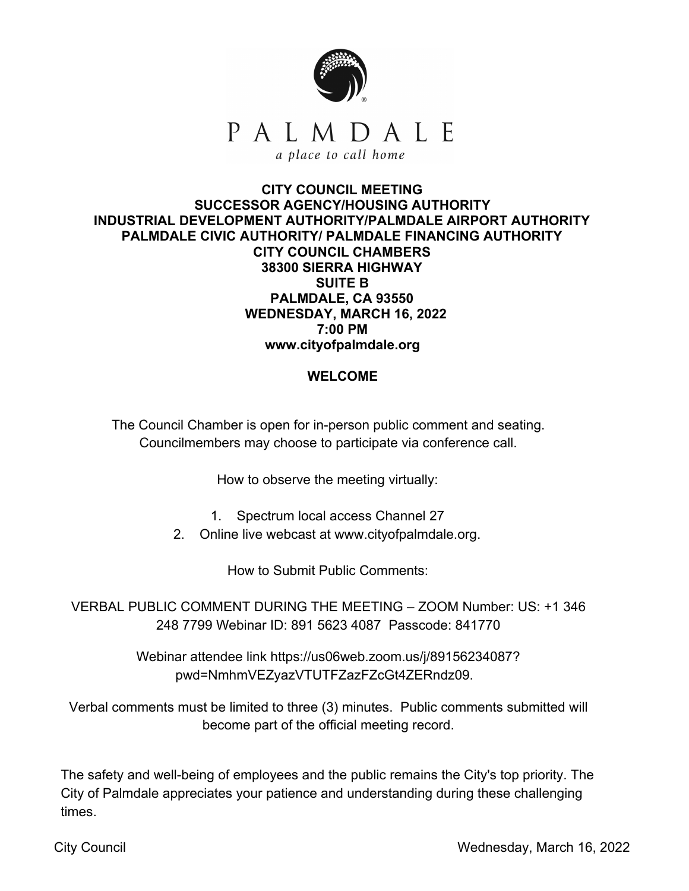PALMDALE

*a place to call home*

**CITY COUNCIL MEETING**
**SUCCESSOR AGENCY/HOUSING AUTHORITY**
**INDUSTRIAL DEVELOPMENT AUTHORITY/PALMDALE AIRPORT AUTHORITY**
**PALMDALE CIVIC AUTHORITY/ PALMDALE FINANCING AUTHORITY**
**CITY COUNCIL CHAMBERS**
**38300 SIERRA HIGHWAY**
**SUITE B**
**PALMDALE, CA 93550**
**WEDNESDAY, MARCH 16, 2022**
**7:00 PM**
**www.cityofpalmdale.org**

## WELCOME

The Council Chamber is open for in-person public comment and seating. Councilmembers may choose to participate via conference call.

How to observe the meeting virtually:

1. Spectrum local access Channel 27
2. Online live webcast at www.cityofpalmdale.org.

How to Submit Public Comments:

VERBAL PUBLIC COMMENT DURING THE MEETING – ZOOM Number: US: +1 346 248 7799 Webinar ID: 891 5623 4087 Passcode: 841770

Webinar attendee link https://us06web.zoom.us/j/89156234087?pwd=NmhmVEZyazVTUTFZazFZcGt4ZERndz09.

Verbal comments must be limited to three (3) minutes. Public comments submitted will become part of the official meeting record.

The safety and well-being of employees and the public remains the City's top priority. The City of Palmdale appreciates your patience and understanding during these challenging times.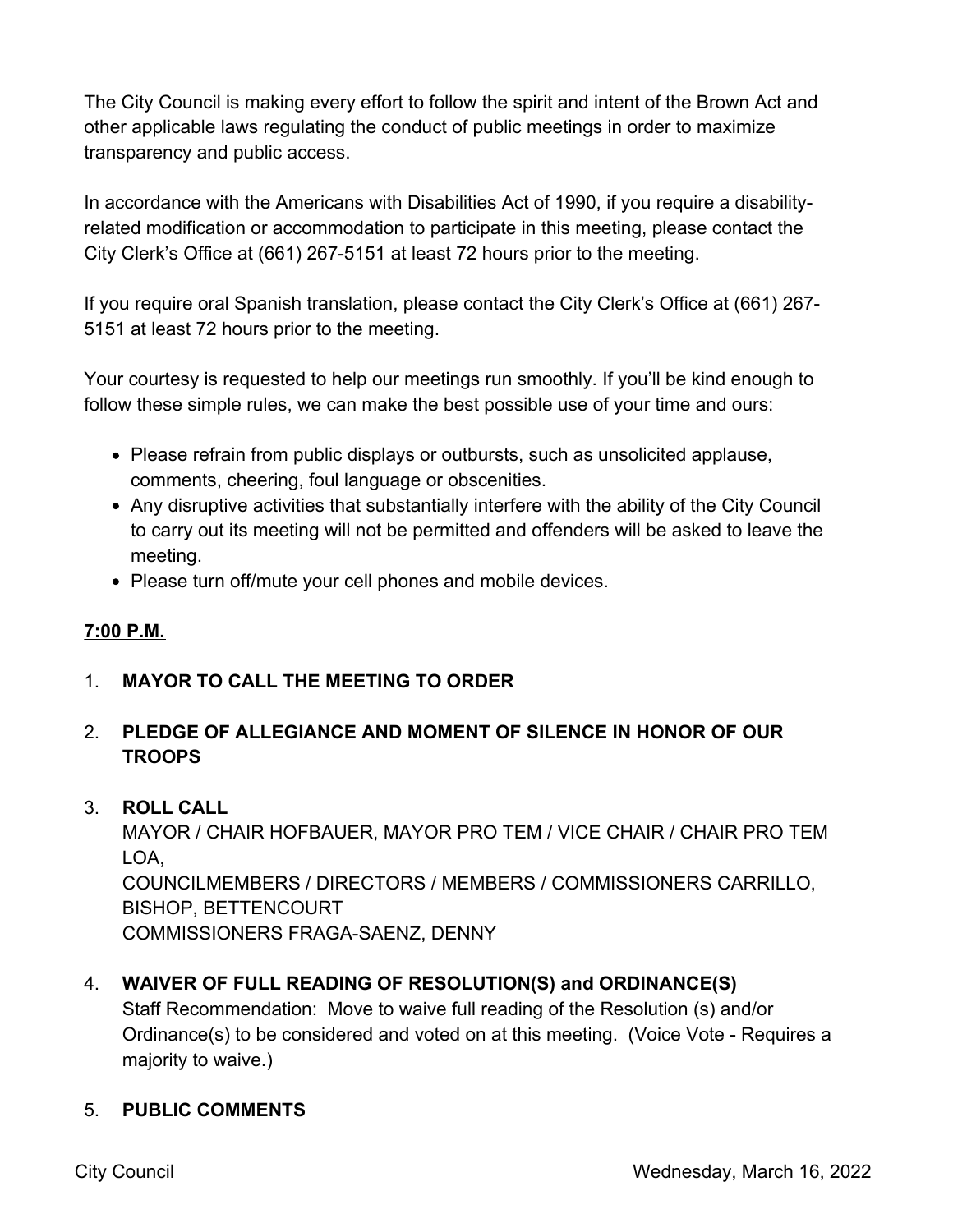The City Council is making every effort to follow the spirit and intent of the Brown Act and other applicable laws regulating the conduct of public meetings in order to maximize transparency and public access.

In accordance with the Americans with Disabilities Act of 1990, if you require a disability-related modification or accommodation to participate in this meeting, please contact the City Clerk's Office at (661) 267-5151 at least 72 hours prior to the meeting.

If you require oral Spanish translation, please contact the City Clerk's Office at (661) 267-5151 at least 72 hours prior to the meeting.

Your courtesy is requested to help our meetings run smoothly. If you'll be kind enough to follow these simple rules, we can make the best possible use of your time and ours:

- Please refrain from public displays or outbursts, such as unsolicited applause, comments, cheering, foul language or obscenities.
- Any disruptive activities that substantially interfere with the ability of the City Council to carry out its meeting will not be permitted and offenders will be asked to leave the meeting.
- Please turn off/mute your cell phones and mobile devices.

**7:00 P.M.**

1. **MAYOR TO CALL THE MEETING TO ORDER**

2. **PLEDGE OF ALLEGIANCE AND MOMENT OF SILENCE IN HONOR OF OUR TROOPS**

3. **ROLL CALL**
   MAYOR / CHAIR HOFBAUER, MAYOR PRO TEM / VICE CHAIR / CHAIR PRO TEM LOA,
   COUNCILMEMBERS / DIRECTORS / MEMBERS / COMMISSIONERS CARRILLO, BISHOP, BETTENCOURT
   COMMISSIONERS FRAGA-SAENZ, DENNY

4. **WAIVER OF FULL READING OF RESOLUTION(S) and ORDINANCE(S)**
   Staff Recommendation: Move to waive full reading of the Resolution (s) and/or Ordinance(s) to be considered and voted on at this meeting. (Voice Vote - Requires a majority to waive.)

5. **PUBLIC COMMENTS**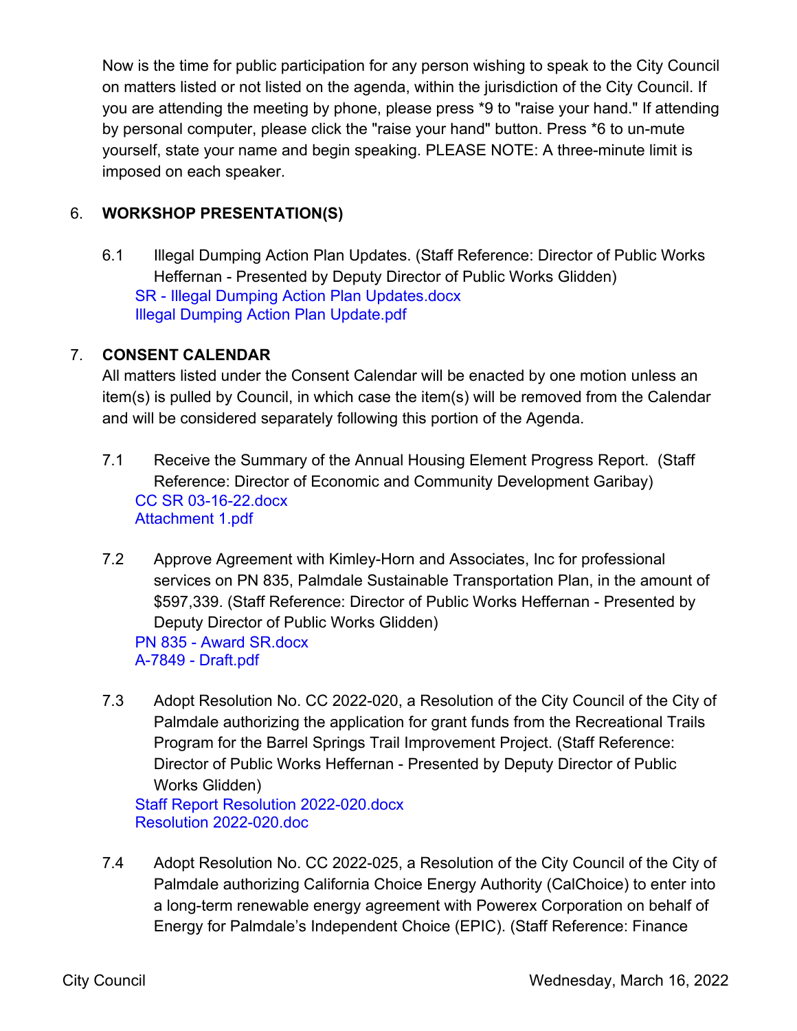Now is the time for public participation for any person wishing to speak to the City Council on matters listed or not listed on the agenda, within the jurisdiction of the City Council. If you are attending the meeting by phone, please press *9 to "raise your hand." If attending by personal computer, please click the "raise your hand" button. Press *6 to un-mute yourself, state your name and begin speaking. PLEASE NOTE: A three-minute limit is imposed on each speaker.

## 6. WORKSHOP PRESENTATION(S)

6.1 Illegal Dumping Action Plan Updates. (Staff Reference: Director of Public Works Heffernan - Presented by Deputy Director of Public Works Glidden)
SR - Illegal Dumping Action Plan Updates.docx
Illegal Dumping Action Plan Update.pdf

## 7. CONSENT CALENDAR

All matters listed under the Consent Calendar will be enacted by one motion unless an item(s) is pulled by Council, in which case the item(s) will be removed from the Calendar and will be considered separately following this portion of the Agenda.

7.1 Receive the Summary of the Annual Housing Element Progress Report. (Staff Reference: Director of Economic and Community Development Garibay)
CC SR 03-16-22.docx
Attachment 1.pdf

7.2 Approve Agreement with Kimley-Horn and Associates, Inc for professional services on PN 835, Palmdale Sustainable Transportation Plan, in the amount of $597,339. (Staff Reference: Director of Public Works Heffernan - Presented by Deputy Director of Public Works Glidden)
PN 835 - Award SR.docx
A-7849 - Draft.pdf

7.3 Adopt Resolution No. CC 2022-020, a Resolution of the City Council of the City of Palmdale authorizing the application for grant funds from the Recreational Trails Program for the Barrel Springs Trail Improvement Project. (Staff Reference: Director of Public Works Heffernan - Presented by Deputy Director of Public Works Glidden)
Staff Report Resolution 2022-020.docx
Resolution 2022-020.doc

7.4 Adopt Resolution No. CC 2022-025, a Resolution of the City Council of the City of Palmdale authorizing California Choice Energy Authority (CalChoice) to enter into a long-term renewable energy agreement with Powerex Corporation on behalf of Energy for Palmdale's Independent Choice (EPIC). (Staff Reference: Finance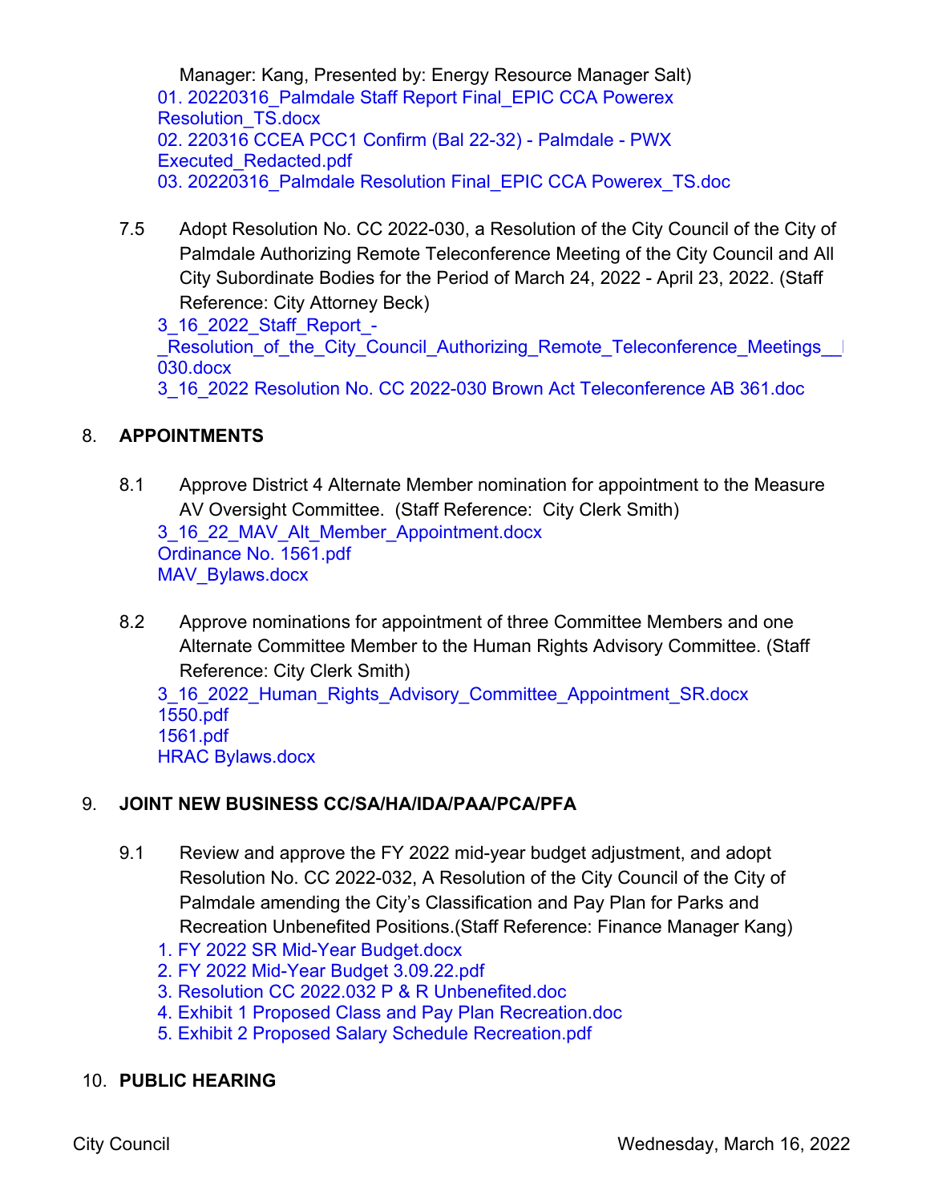Manager: Kang, Presented by: Energy Resource Manager Salt)

01. 20220316_Palmdale Staff Report Final_EPIC CCA Powerex Resolution_TS.docx

02. 220316 CCEA PCC1 Confirm (Bal 22-32) - Palmdale - PWX Executed_Redacted.pdf

03. 20220316_Palmdale Resolution Final_EPIC CCA Powerex_TS.doc

7.5 Adopt Resolution No. CC 2022-030, a Resolution of the City Council of the City of Palmdale Authorizing Remote Teleconference Meeting of the City Council and All City Subordinate Bodies for the Period of March 24, 2022 - April 23, 2022. (Staff Reference: City Attorney Beck)

3_16_2022_Staff_Report_-_Resolution_of_the_City_Council_Authorizing_Remote_Teleconference_Meetings__ 030.docx

3_16_2022 Resolution No. CC 2022-030 Brown Act Teleconference AB 361.doc

## 8. APPOINTMENTS

8.1 Approve District 4 Alternate Member nomination for appointment to the Measure AV Oversight Committee. (Staff Reference: City Clerk Smith)

3_16_22_MAV_Alt_Member_Appointment.docx

Ordinance No. 1561.pdf

MAV_Bylaws.docx

8.2 Approve nominations for appointment of three Committee Members and one Alternate Committee Member to the Human Rights Advisory Committee. (Staff Reference: City Clerk Smith)

3_16_2022_Human_Rights_Advisory_Committee_Appointment_SR.docx

1550.pdf

1561.pdf

HRAC Bylaws.docx

## 9. JOINT NEW BUSINESS CC/SA/HA/IDA/PAA/PCA/PFA

9.1 Review and approve the FY 2022 mid-year budget adjustment, and adopt Resolution No. CC 2022-032, A Resolution of the City Council of the City of Palmdale amending the City's Classification and Pay Plan for Parks and Recreation Unbenefited Positions.(Staff Reference: Finance Manager Kang)

1. FY 2022 SR Mid-Year Budget.docx
2. FY 2022 Mid-Year Budget 3.09.22.pdf
3. Resolution CC 2022.032 P & R Unbenefited.doc
4. Exhibit 1 Proposed Class and Pay Plan Recreation.doc
5. Exhibit 2 Proposed Salary Schedule Recreation.pdf

## 10. PUBLIC HEARING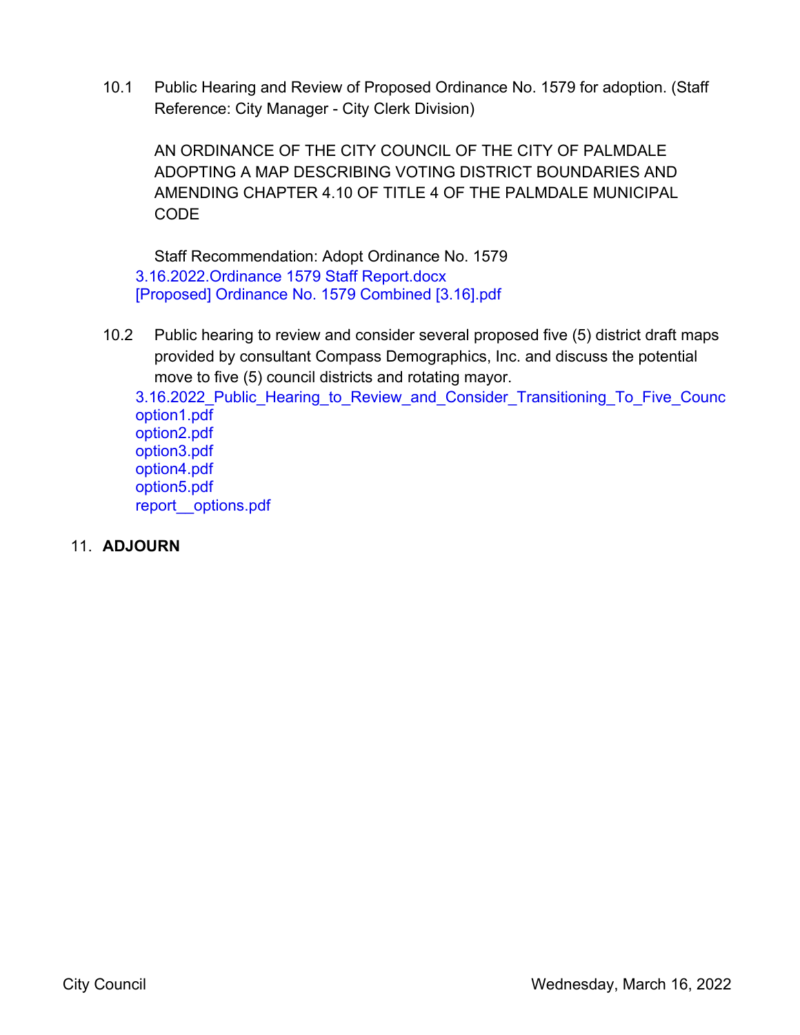10.1 Public Hearing and Review of Proposed Ordinance No. 1579 for adoption. (Staff Reference: City Manager - City Clerk Division)

AN ORDINANCE OF THE CITY COUNCIL OF THE CITY OF PALMDALE ADOPTING A MAP DESCRIBING VOTING DISTRICT BOUNDARIES AND AMENDING CHAPTER 4.10 OF TITLE 4 OF THE PALMDALE MUNICIPAL CODE

Staff Recommendation: Adopt Ordinance No. 1579

3.16.2022.Ordinance 1579 Staff Report.docx

[Proposed] Ordinance No. 1579 Combined [3.16].pdf

10.2 Public hearing to review and consider several proposed five (5) district draft maps provided by consultant Compass Demographics, Inc. and discuss the potential move to five (5) council districts and rotating mayor.

3.16.2022_Public_Hearing_to_Review_and_Consider_Transitioning_To_Five_Counc

option1.pdf

option2.pdf

option3.pdf

option4.pdf

option5.pdf

report__options.pdf

11. **ADJOURN**